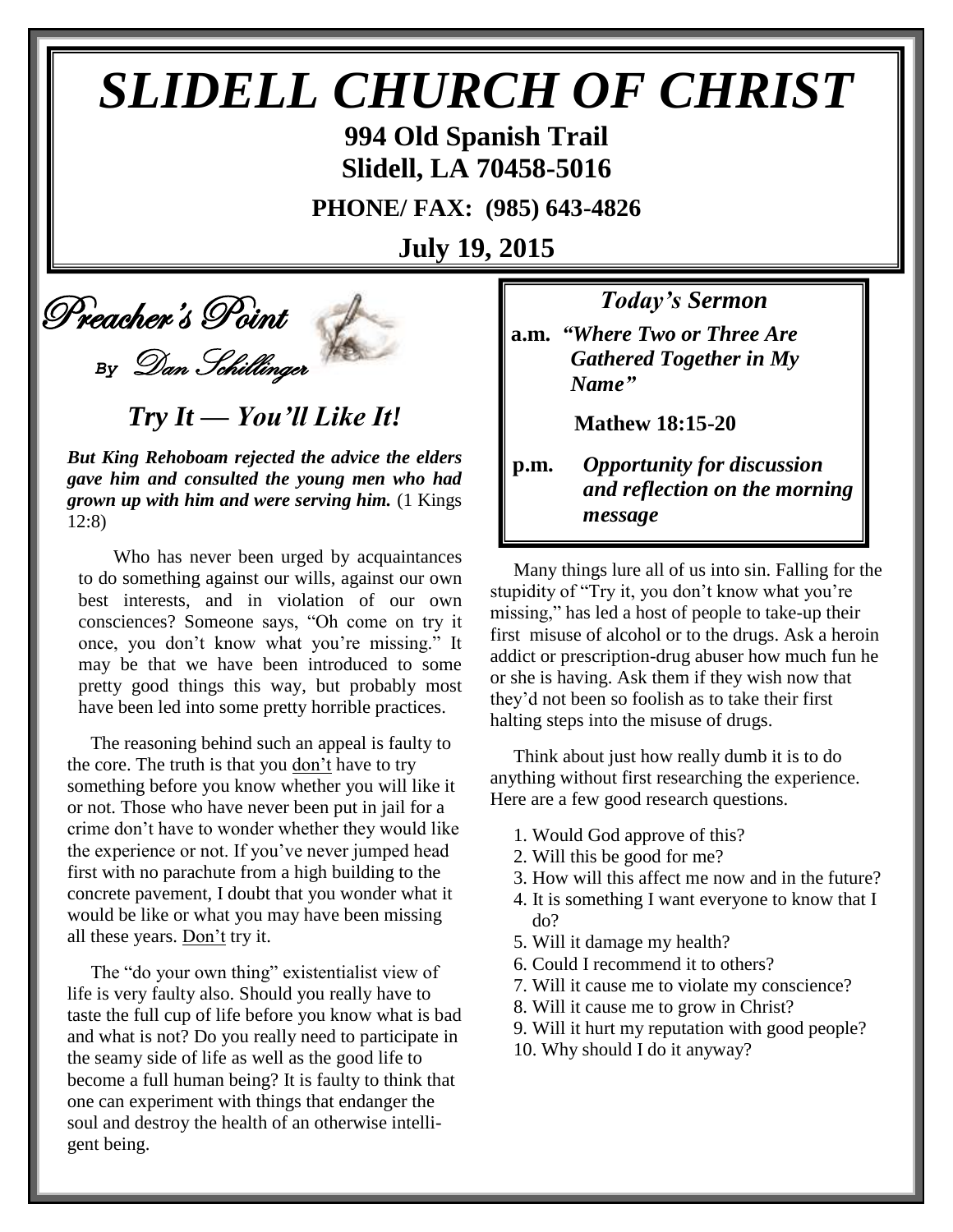# SLIDELL CHURCH OF CHRIST

**994 Old Spanish Trail**
**Slidell, LA 70458-5016**

**PHONE/ FAX: (985) 643-4826**

**July 19, 2015**

## Preacher's Point

*By Dan Schillinger*

### *Try It — You'll Like It!*

***But King Rehoboam rejected the advice the elders gave him and consulted the young men who had grown up with him and were serving him.*** (1 Kings 12:8)

Who has never been urged by acquaintances to do something against our wills, against our own best interests, and in violation of our own consciences? Someone says, "Oh come on try it once, you don't know what you're missing." It may be that we have been introduced to some pretty good things this way, but probably most have been led into some pretty horrible practices.

The reasoning behind such an appeal is faulty to the core. The truth is that you don't have to try something before you know whether you will like it or not. Those who have never been put in jail for a crime don't have to wonder whether they would like the experience or not. If you've never jumped head first with no parachute from a high building to the concrete pavement, I doubt that you wonder what it would be like or what you may have been missing all these years. Don't try it.

The "do your own thing" existentialist view of life is very faulty also. Should you really have to taste the full cup of life before you know what is bad and what is not? Do you really need to participate in the seamy side of life as well as the good life to become a full human being? It is faulty to think that one can experiment with things that endanger the soul and destroy the health of an otherwise intelligent being.

Many things lure all of us into sin. Falling for the stupidity of "Try it, you don't know what you're missing," has led a host of people to take-up their first misuse of alcohol or to the drugs. Ask a heroin addict or prescription-drug abuser how much fun he or she is having. Ask them if they wish now that they'd not been so foolish as to take their first halting steps into the misuse of drugs.

Think about just how really dumb it is to do anything without first researching the experience. Here are a few good research questions.

1. Would God approve of this?
2. Will this be good for me?
3. How will this affect me now and in the future?
4. It is something I want everyone to know that I do?
5. Will it damage my health?
6. Could I recommend it to others?
7. Will it cause me to violate my conscience?
8. Will it cause me to grow in Christ?
9. Will it hurt my reputation with good people?
10. Why should I do it anyway?

### *Today's Sermon*

**a.m.** ***"Where Two or Three Are Gathered Together in My Name"***

**Mathew 18:15-20**

**p.m.** ***Opportunity for discussion and reflection on the morning message***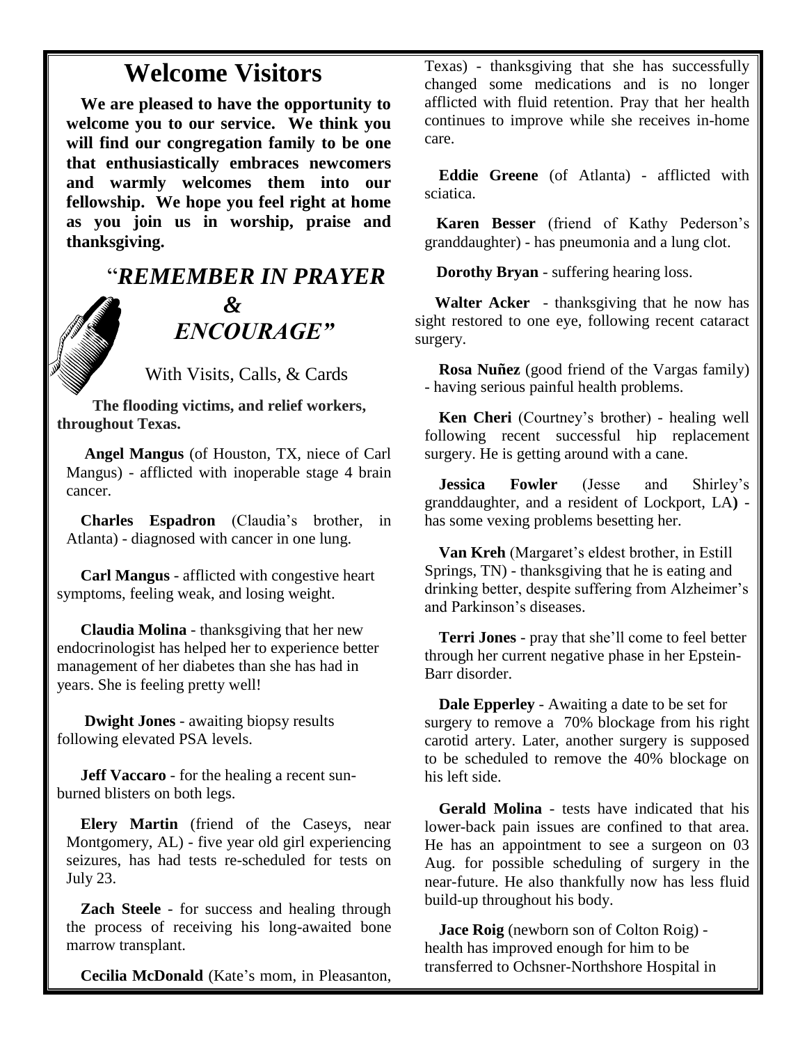# Welcome Visitors

**We are pleased to have the opportunity to welcome you to our service. We think you will find our congregation family to be one that enthusiastically embraces newcomers and warmly welcomes them into our fellowship. We hope you feel right at home as you join us in worship, praise and thanksgiving.**

## "*REMEMBER IN PRAYER & ENCOURAGE"*

With Visits, Calls, & Cards

**The flooding victims, and relief workers, throughout Texas.**

**Angel Mangus** (of Houston, TX, niece of Carl Mangus) - afflicted with inoperable stage 4 brain cancer.

**Charles Espadron** (Claudia's brother, in Atlanta) - diagnosed with cancer in one lung.

**Carl Mangus** - afflicted with congestive heart symptoms, feeling weak, and losing weight.

**Claudia Molina** - thanksgiving that her new endocrinologist has helped her to experience better management of her diabetes than she has had in years. She is feeling pretty well!

**Dwight Jones** - awaiting biopsy results following elevated PSA levels.

**Jeff Vaccaro** - for the healing a recent sun-burned blisters on both legs.

**Elery Martin** (friend of the Caseys, near Montgomery, AL) - five year old girl experiencing seizures, has had tests re-scheduled for tests on July 23.

**Zach Steele** - for success and healing through the process of receiving his long-awaited bone marrow transplant.

**Cecilia McDonald** (Kate's mom, in Pleasanton, Texas) - thanksgiving that she has successfully changed some medications and is no longer afflicted with fluid retention. Pray that her health continues to improve while she receives in-home care.

**Eddie Greene** (of Atlanta) - afflicted with sciatica.

**Karen Besser** (friend of Kathy Pederson's granddaughter) - has pneumonia and a lung clot.

**Dorothy Bryan** - suffering hearing loss.

**Walter Acker** - thanksgiving that he now has sight restored to one eye, following recent cataract surgery.

**Rosa Nuñez** (good friend of the Vargas family) - having serious painful health problems.

**Ken Cheri** (Courtney's brother) - healing well following recent successful hip replacement surgery. He is getting around with a cane.

**Jessica Fowler** (Jesse and Shirley's granddaughter, and a resident of Lockport, LA**)** - has some vexing problems besetting her.

**Van Kreh** (Margaret's eldest brother, in Estill Springs, TN) - thanksgiving that he is eating and drinking better, despite suffering from Alzheimer's and Parkinson's diseases.

**Terri Jones** - pray that she'll come to feel better through her current negative phase in her Epstein-Barr disorder.

**Dale Epperley** - Awaiting a date to be set for surgery to remove a 70% blockage from his right carotid artery. Later, another surgery is supposed to be scheduled to remove the 40% blockage on his left side.

**Gerald Molina** - tests have indicated that his lower-back pain issues are confined to that area. He has an appointment to see a surgeon on 03 Aug. for possible scheduling of surgery in the near-future. He also thankfully now has less fluid build-up throughout his body.

**Jace Roig** (newborn son of Colton Roig) - health has improved enough for him to be transferred to Ochsner-Northshore Hospital in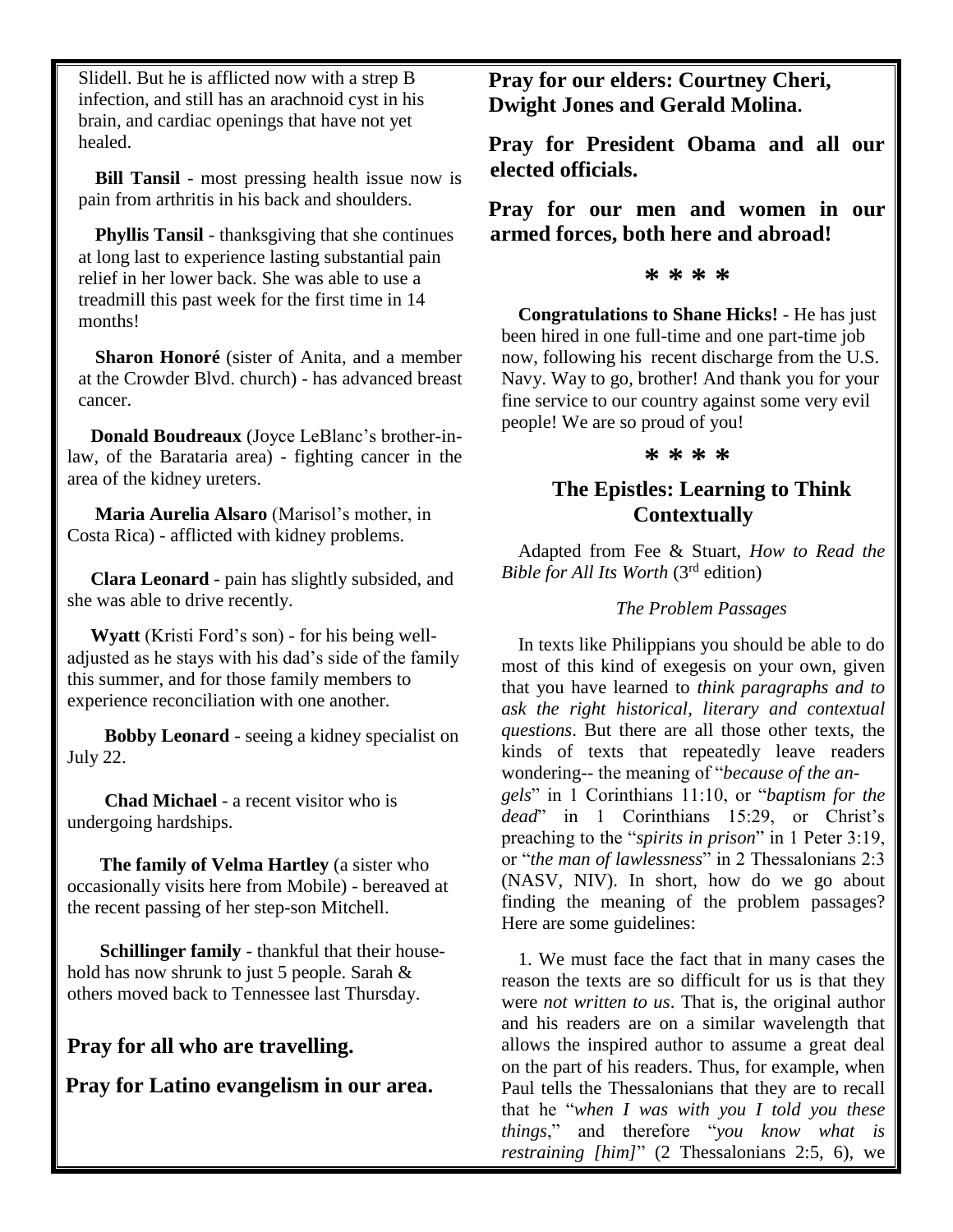Slidell. But he is afflicted now with a strep B infection, and still has an arachnoid cyst in his brain, and cardiac openings that have not yet healed.

**Bill Tansil** - most pressing health issue now is pain from arthritis in his back and shoulders.

**Phyllis Tansil** - thanksgiving that she continues at long last to experience lasting substantial pain relief in her lower back. She was able to use a treadmill this past week for the first time in 14 months!

**Sharon Honoré** (sister of Anita, and a member at the Crowder Blvd. church) - has advanced breast cancer.

**Donald Boudreaux** (Joyce LeBlanc's brother-in-law, of the Barataria area) - fighting cancer in the area of the kidney ureters.

**Maria Aurelia Alsaro** (Marisol's mother, in Costa Rica) - afflicted with kidney problems.

**Clara Leonard** - pain has slightly subsided, and she was able to drive recently.

**Wyatt** (Kristi Ford's son) - for his being well-adjusted as he stays with his dad's side of the family this summer, and for those family members to experience reconciliation with one another.

**Bobby Leonard** - seeing a kidney specialist on July 22.

**Chad Michael** - a recent visitor who is undergoing hardships.

**The family of Velma Hartley** (a sister who occasionally visits here from Mobile) - bereaved at the recent passing of her step-son Mitchell.

**Schillinger family** - thankful that their household has now shrunk to just 5 people. Sarah & others moved back to Tennessee last Thursday.

**Pray for all who are travelling.**

**Pray for Latino evangelism in our area.**

**Pray for our elders: Courtney Cheri, Dwight Jones and Gerald Molina.**

**Pray for President Obama and all our elected officials.**

**Pray for our men and women in our armed forces, both here and abroad!**

**\* \* \* \***

**Congratulations to Shane Hicks!** - He has just been hired in one full-time and one part-time job now, following his recent discharge from the U.S. Navy. Way to go, brother! And thank you for your fine service to our country against some very evil people! We are so proud of you!

**\* \* \* \***

## The Epistles: Learning to Think Contextually

Adapted from Fee & Stuart, *How to Read the Bible for All Its Worth* (3rd edition)

*The Problem Passages*

In texts like Philippians you should be able to do most of this kind of exegesis on your own, given that you have learned to *think paragraphs and to ask the right historical, literary and contextual questions*. But there are all those other texts, the kinds of texts that repeatedly leave readers wondering-- the meaning of "*because of the angels*" in 1 Corinthians 11:10, or "*baptism for the dead*" in 1 Corinthians 15:29, or Christ's preaching to the "*spirits in prison*" in 1 Peter 3:19, or "*the man of lawlessness*" in 2 Thessalonians 2:3 (NASV, NIV). In short, how do we go about finding the meaning of the problem passages? Here are some guidelines:

1. We must face the fact that in many cases the reason the texts are so difficult for us is that they were *not written to us*. That is, the original author and his readers are on a similar wavelength that allows the inspired author to assume a great deal on the part of his readers. Thus, for example, when Paul tells the Thessalonians that they are to recall that he "*when I was with you I told you these things*," and therefore "*you know what is restraining [him]*" (2 Thessalonians 2:5, 6), we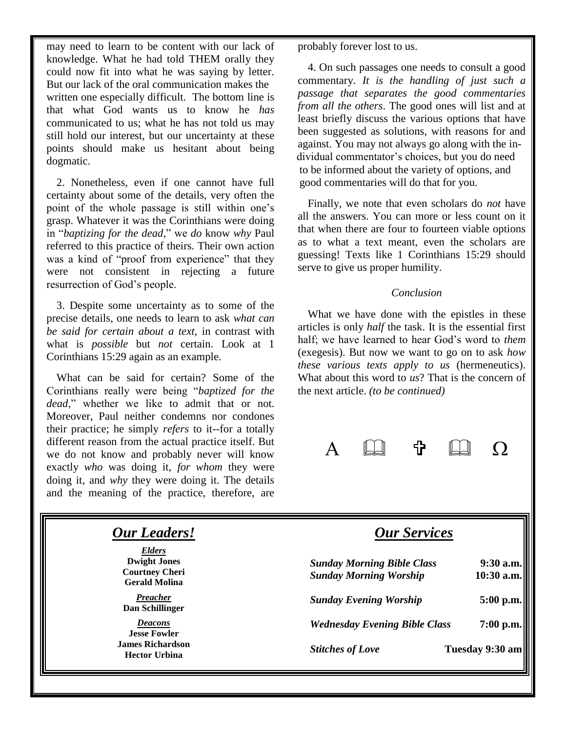may need to learn to be content with our lack of knowledge. What he had told THEM orally they could now fit into what he was saying by letter. But our lack of the oral communication makes the written one especially difficult. The bottom line is that what God wants us to know he *has* communicated to us; what he has not told us may still hold our interest, but our uncertainty at these points should make us hesitant about being dogmatic.

2. Nonetheless, even if one cannot have full certainty about some of the details, very often the point of the whole passage is still within one's grasp. Whatever it was the Corinthians were doing in "*baptizing for the dead*," we *do* know *why* Paul referred to this practice of theirs. Their own action was a kind of "proof from experience" that they were not consistent in rejecting a future resurrection of God's people.

3. Despite some uncertainty as to some of the precise details, one needs to learn to ask *what can be said for certain about a text,* in contrast with what is *possible* but *not* certain. Look at 1 Corinthians 15:29 again as an example.

What can be said for certain? Some of the Corinthians really were being "*baptized for the dead*," whether we like to admit that or not. Moreover, Paul neither condemns nor condones their practice; he simply *refers* to it--for a totally different reason from the actual practice itself. But we do not know and probably never will know exactly *who* was doing it, *for whom* they were doing it, and *why* they were doing it. The details and the meaning of the practice, therefore, are probably forever lost to us.

4. On such passages one needs to consult a good commentary. *It is the handling of just such a passage that separates the good commentaries from all the others*. The good ones will list and at least briefly discuss the various options that have been suggested as solutions, with reasons for and against. You may not always go along with the individual commentator's choices, but you do need to be informed about the variety of options, and good commentaries will do that for you.

Finally, we note that even scholars do *not* have all the answers. You can more or less count on it that when there are four to fourteen viable options as to what a text meant, even the scholars are guessing! Texts like 1 Corinthians 15:29 should serve to give us proper humility.

*Conclusion*

What we have done with the epistles in these articles is only *half* the task. It is the essential first half; we have learned to hear God's word to *them* (exegesis). But now we want to go on to ask *how these various texts apply to us* (hermeneutics). What about this word to *us*? That is the concern of the next article. *(to be continued)*

A 📖 ✞ 📖 Ω

## *Our Leaders!*

***Elders***
**Dwight Jones**
**Courtney Cheri**
**Gerald Molina**

***Preacher***
**Dan Schillinger**

***Deacons***
**Jesse Fowler**
**James Richardson**
**Hector Urbina**

## *Our Services*

| | |
|---|---|
| ***Sunday Morning Bible Class*** | **9:30 a.m.** |
| ***Sunday Morning Worship*** | **10:30 a.m.** |
| ***Sunday Evening Worship*** | **5:00 p.m.** |
| ***Wednesday Evening Bible Class*** | **7:00 p.m.** |
| ***Stitches of Love*** | **Tuesday 9:30 am** |